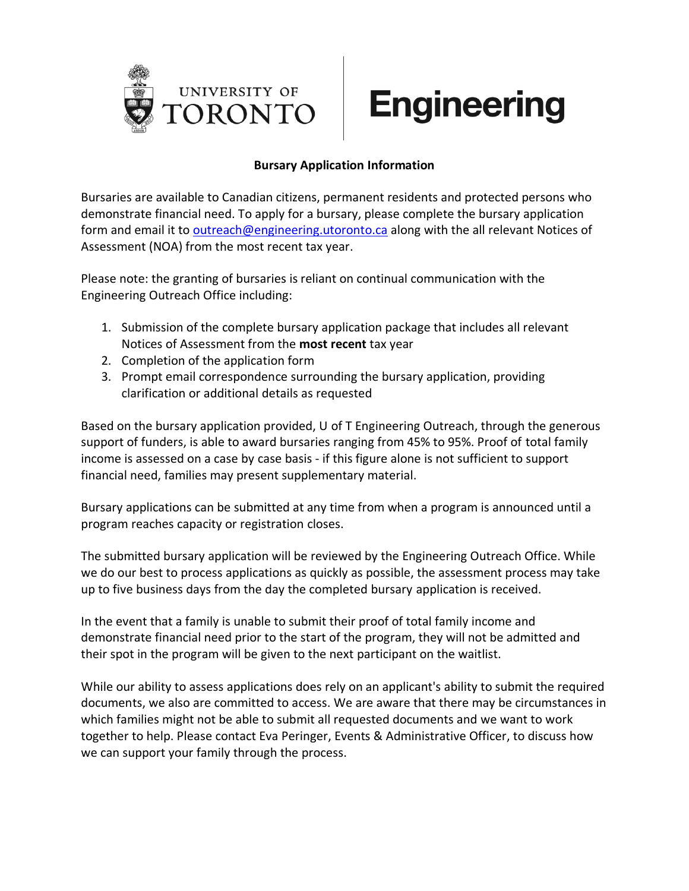UNIVERSITY OF TORONTO | Engineering

## Bursary Application Information

Bursaries are available to Canadian citizens, permanent residents and protected persons who demonstrate financial need. To apply for a bursary, please complete the bursary application form and email it to outreach@engineering.utoronto.ca along with the all relevant Notices of Assessment (NOA) from the most recent tax year.

Please note: the granting of bursaries is reliant on continual communication with the Engineering Outreach Office including:

1. Submission of the complete bursary application package that includes all relevant Notices of Assessment from the **most recent** tax year
2. Completion of the application form
3. Prompt email correspondence surrounding the bursary application, providing clarification or additional details as requested

Based on the bursary application provided, U of T Engineering Outreach, through the generous support of funders, is able to award bursaries ranging from 45% to 95%. Proof of total family income is assessed on a case by case basis - if this figure alone is not sufficient to support financial need, families may present supplementary material.

Bursary applications can be submitted at any time from when a program is announced until a program reaches capacity or registration closes.

The submitted bursary application will be reviewed by the Engineering Outreach Office. While we do our best to process applications as quickly as possible, the assessment process may take up to five business days from the day the completed bursary application is received.

In the event that a family is unable to submit their proof of total family income and demonstrate financial need prior to the start of the program, they will not be admitted and their spot in the program will be given to the next participant on the waitlist.

While our ability to assess applications does rely on an applicant's ability to submit the required documents, we also are committed to access. We are aware that there may be circumstances in which families might not be able to submit all requested documents and we want to work together to help. Please contact Eva Peringer, Events & Administrative Officer, to discuss how we can support your family through the process.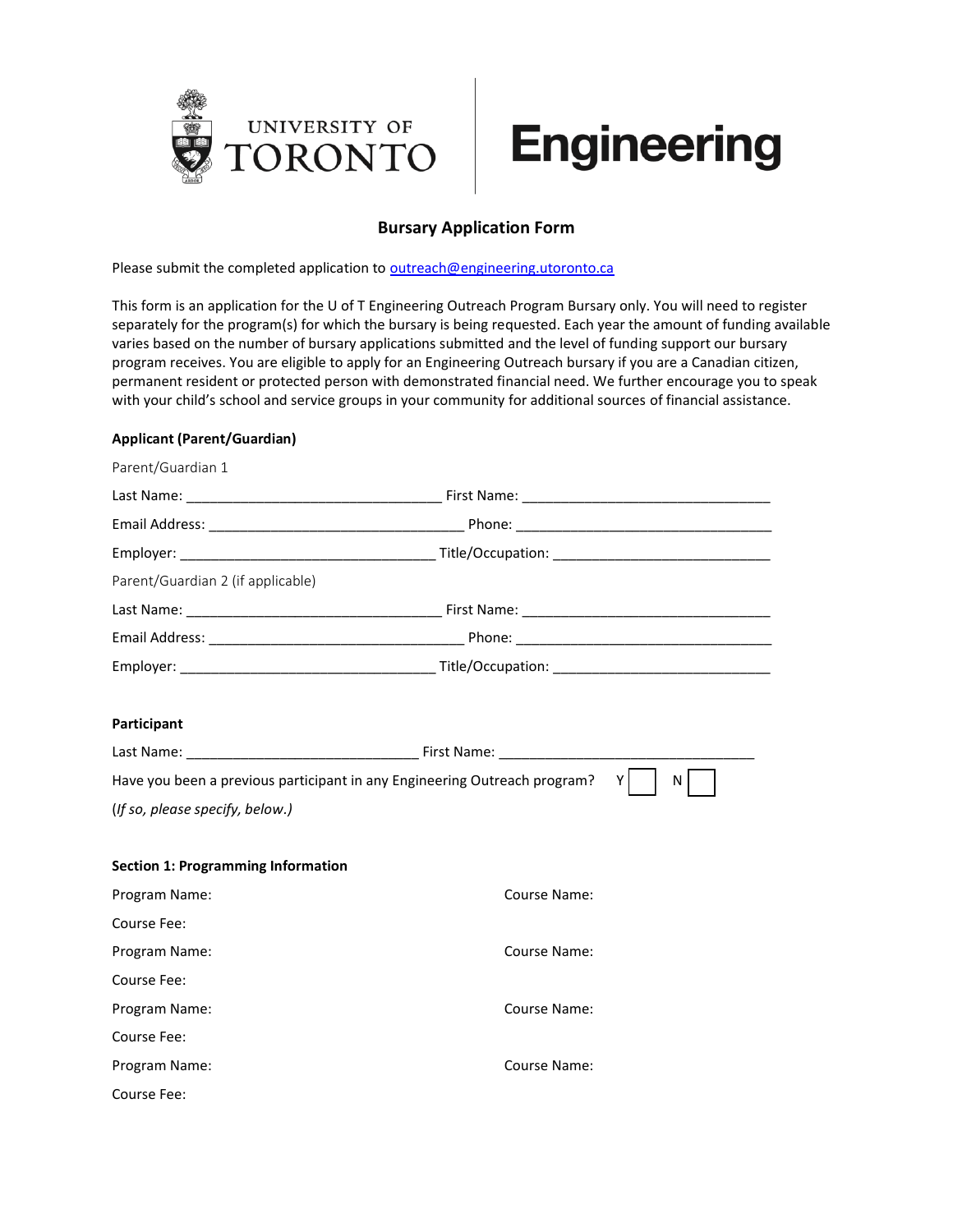# Bursary Application Form

Please submit the completed application to outreach@engineering.utoronto.ca

This form is an application for the U of T Engineering Outreach Program Bursary only. You will need to register separately for the program(s) for which the bursary is being requested. Each year the amount of funding available varies based on the number of bursary applications submitted and the level of funding support our bursary program receives. You are eligible to apply for an Engineering Outreach bursary if you are a Canadian citizen, permanent resident or protected person with demonstrated financial need. We further encourage you to speak with your child's school and service groups in your community for additional sources of financial assistance.

**Applicant (Parent/Guardian)**

Parent/Guardian 1

Last Name: ________________________________ First Name: ________________________________

Email Address: ________________________________ Phone: ________________________________

Employer: ________________________________ Title/Occupation: ____________________________

Parent/Guardian 2 (if applicable)

Last Name: ________________________________ First Name: ________________________________

Email Address: ________________________________ Phone: ________________________________

Employer: ________________________________ Title/Occupation: ____________________________

**Participant**

Last Name: _____________________________ First Name: ________________________________

Have you been a previous participant in any Engineering Outreach program? Y ☐ N ☐

(*If so, please specify, below.*)

**Section 1: Programming Information**

Program Name: Course Name:

Course Fee:

Program Name: Course Name:

Course Fee:

Program Name: Course Name:

Course Fee:

Program Name: Course Name:

Course Fee: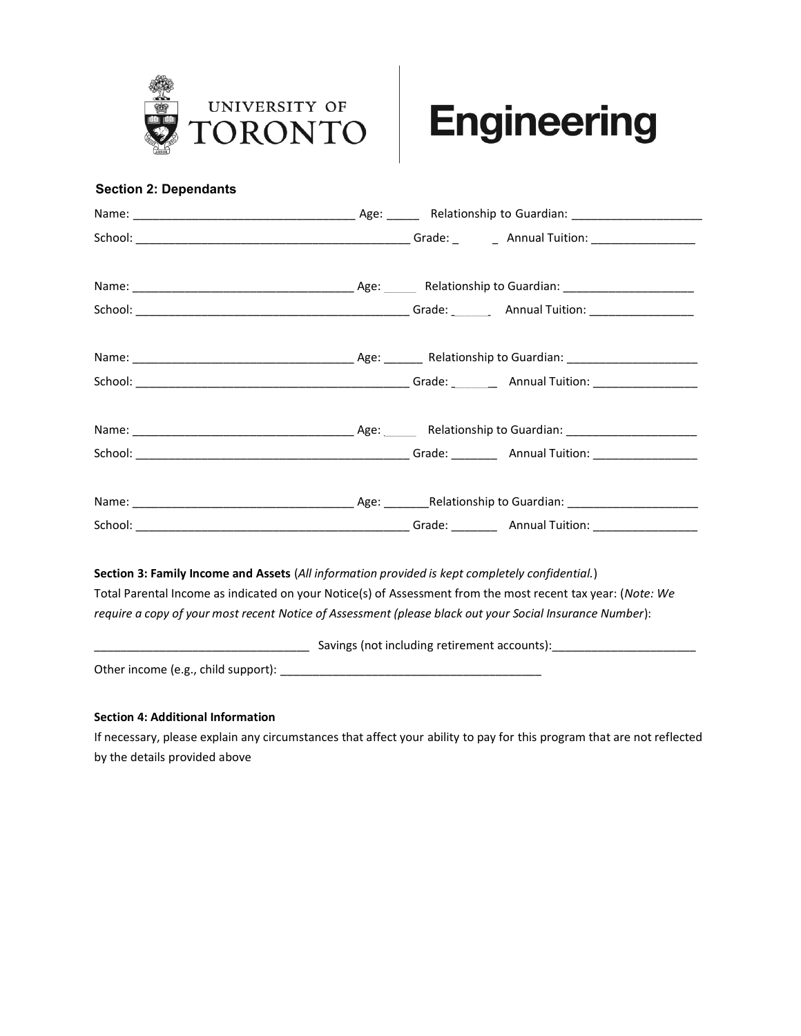## Section 2: Dependants

Name: __________________________________ Age: _____ Relationship to Guardian: ____________________

School: __________________________________________ Grade: _______ Annual Tuition: ________________

Name: __________________________________ Age: _____ Relationship to Guardian: ____________________

School: __________________________________________ Grade: _______ Annual Tuition: ________________

Name: __________________________________ Age: ______ Relationship to Guardian: ____________________

School: __________________________________________ Grade: _______ Annual Tuition: ________________

Name: __________________________________ Age: _____ Relationship to Guardian: ____________________

School: __________________________________________ Grade: _______ Annual Tuition: ________________

Name: __________________________________ Age: _______Relationship to Guardian: ____________________

School: __________________________________________ Grade: _______ Annual Tuition: ________________

**Section 3: Family Income and Assets** (*All information provided is kept completely confidential.*)

Total Parental Income as indicated on your Notice(s) of Assessment from the most recent tax year: (*Note: We require a copy of your most recent Notice of Assessment (please black out your Social Insurance Number*):

_________________________________ Savings (not including retirement accounts):______________________

Other income (e.g., child support): ________________________________________

**Section 4: Additional Information**

If necessary, please explain any circumstances that affect your ability to pay for this program that are not reflected by the details provided above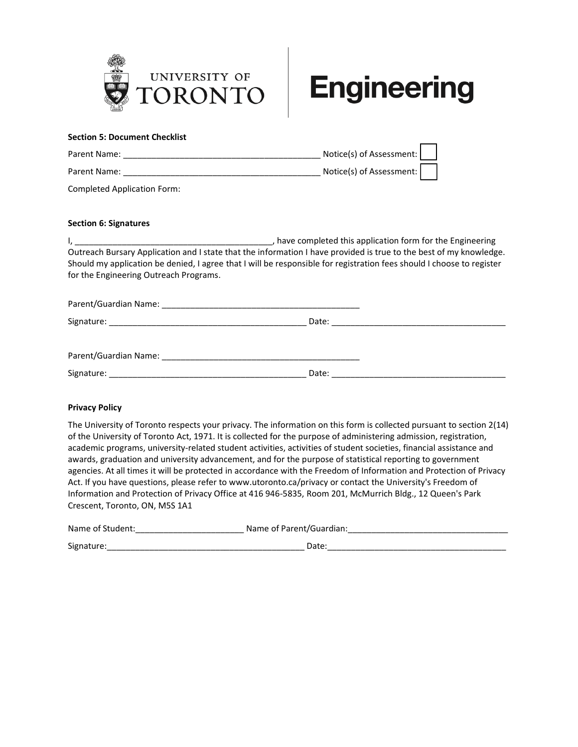**Section 5: Document Checklist**

Parent Name: __________________________________________ Notice(s) of Assessment: ☐

Parent Name: __________________________________________ Notice(s) of Assessment: ☐

Completed Application Form:

**Section 6: Signatures**

I, ___________________________________________, have completed this application form for the Engineering Outreach Bursary Application and I state that the information I have provided is true to the best of my knowledge. Should my application be denied, I agree that I will be responsible for registration fees should I choose to register for the Engineering Outreach Programs.

Parent/Guardian Name: ___________________________________________

Signature: ___________________________________________ Date: ______________________________________

Parent/Guardian Name: ___________________________________________

Signature: ___________________________________________ Date: ______________________________________

**Privacy Policy**

The University of Toronto respects your privacy. The information on this form is collected pursuant to section 2(14) of the University of Toronto Act, 1971. It is collected for the purpose of administering admission, registration, academic programs, university-related student activities, activities of student societies, financial assistance and awards, graduation and university advancement, and for the purpose of statistical reporting to government agencies. At all times it will be protected in accordance with the Freedom of Information and Protection of Privacy Act. If you have questions, please refer to www.utoronto.ca/privacy or contact the University's Freedom of Information and Protection of Privacy Office at 416 946-5835, Room 201, McMurrich Bldg., 12 Queen's Park Crescent, Toronto, ON, M5S 1A1

Name of Student:_______________________ Name of Parent/Guardian:__________________________________

Signature:___________________________________________ Date:______________________________________